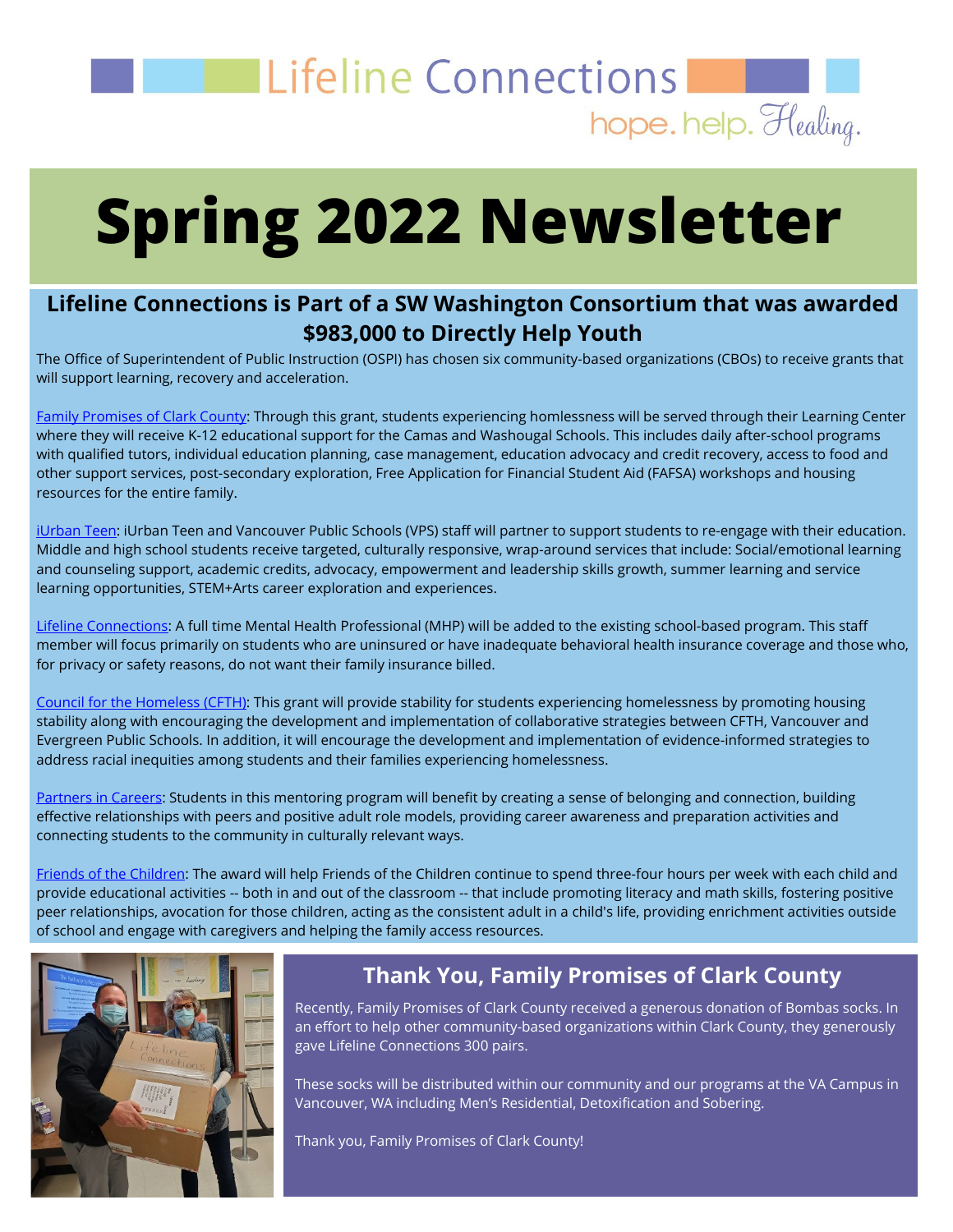Lifeline Connections

hope. help. Healing.

# Spring 2022 Newsletter

## Lifeline Connections is Part of a SW Washington Consortium that was awarded $983,000 to Directly Help Youth

The Office of Superintendent of Public Instruction (OSPI) has chosen six community-based organizations (CBOs) to receive grants that will support learning, recovery and acceleration.

Family Promises of Clark County: Through this grant, students experiencing homlessness will be served through their Learning Center where they will receive K-12 educational support for the Camas and Washougal Schools. This includes daily after-school programs with qualified tutors, individual education planning, case management, education advocacy and credit recovery, access to food and other support services, post-secondary exploration, Free Application for Financial Student Aid (FAFSA) workshops and housing resources for the entire family.

iUrban Teen: iUrban Teen and Vancouver Public Schools (VPS) staff will partner to support students to re-engage with their education. Middle and high school students receive targeted, culturally responsive, wrap-around services that include: Social/emotional learning and counseling support, academic credits, advocacy, empowerment and leadership skills growth, summer learning and service learning opportunities, STEM+Arts career exploration and experiences.

Lifeline Connections: A full time Mental Health Professional (MHP) will be added to the existing school-based program. This staff member will focus primarily on students who are uninsured or have inadequate behavioral health insurance coverage and those who, for privacy or safety reasons, do not want their family insurance billed.

Council for the Homeless (CFTH): This grant will provide stability for students experiencing homelessness by promoting housing stability along with encouraging the development and implementation of collaborative strategies between CFTH, Vancouver and Evergreen Public Schools. In addition, it will encourage the development and implementation of evidence-informed strategies to address racial inequities among students and their families experiencing homelessness.

Partners in Careers: Students in this mentoring program will benefit by creating a sense of belonging and connection, building effective relationships with peers and positive adult role models, providing career awareness and preparation activities and connecting students to the community in culturally relevant ways.

Friends of the Children: The award will help Friends of the Children continue to spend three-four hours per week with each child and provide educational activities -- both in and out of the classroom -- that include promoting literacy and math skills, fostering positive peer relationships, avocation for those children, acting as the consistent adult in a child's life, providing enrichment activities outside of school and engage with caregivers and helping the family access resources.

## Thank You, Family Promises of Clark County

Recently, Family Promises of Clark County received a generous donation of Bombas socks. In an effort to help other community-based organizations within Clark County, they generously gave Lifeline Connections 300 pairs.

These socks will be distributed within our community and our programs at the VA Campus in Vancouver, WA including Men's Residential, Detoxification and Sobering.

Thank you, Family Promises of Clark County!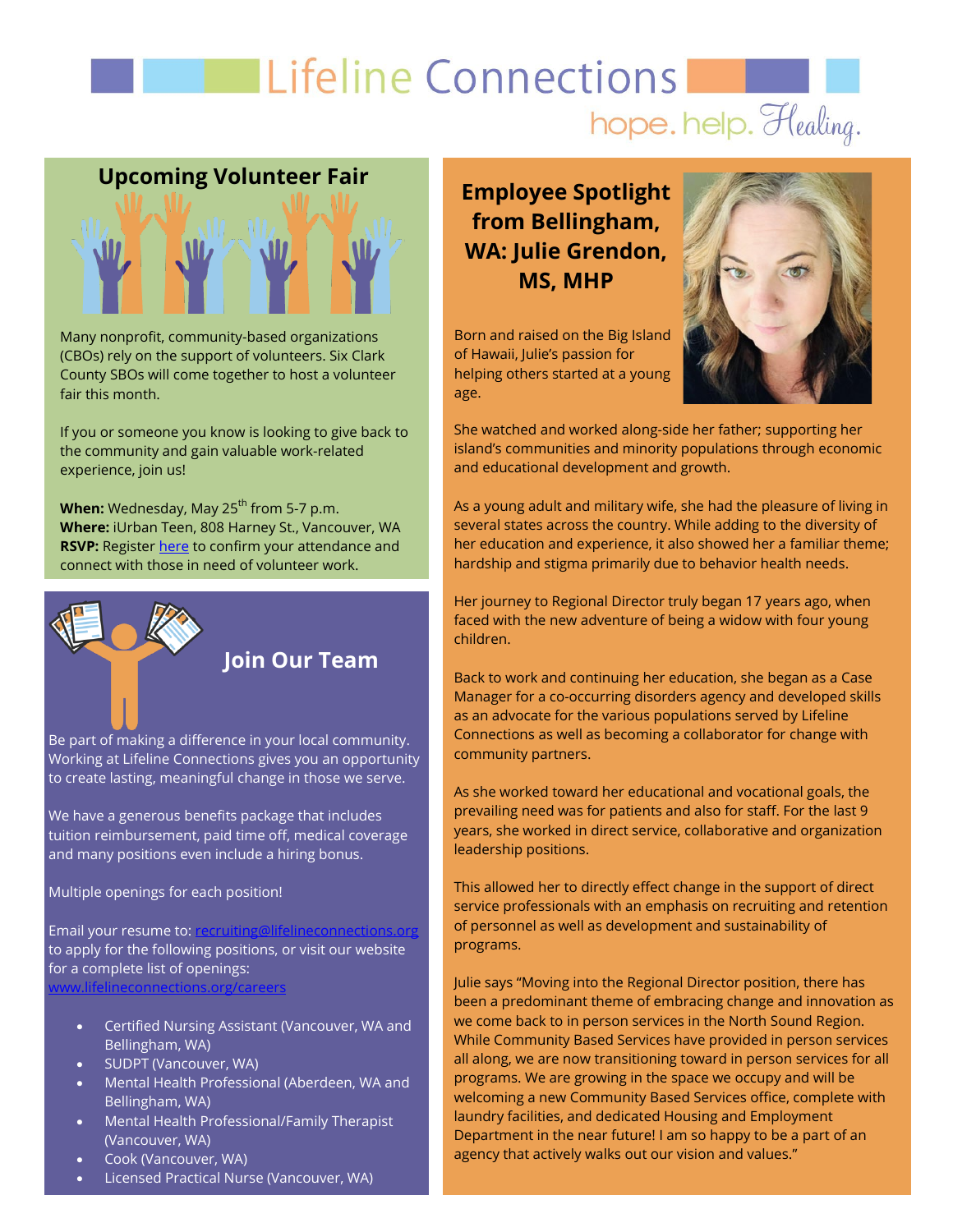# Lifeline Connections

hope. help. Healing.

## Upcoming Volunteer Fair

Many nonprofit, community-based organizations (CBOs) rely on the support of volunteers. Six Clark County SBOs will come together to host a volunteer fair this month.

If you or someone you know is looking to give back to the community and gain valuable work-related experience, join us!

**When:** Wednesday, May 25th from 5-7 p.m.
**Where:** iUrban Teen, 808 Harney St., Vancouver, WA
**RSVP:** Register here to confirm your attendance and connect with those in need of volunteer work.

## Join Our Team

Be part of making a difference in your local community. Working at Lifeline Connections gives you an opportunity to create lasting, meaningful change in those we serve.

We have a generous benefits package that includes tuition reimbursement, paid time off, medical coverage and many positions even include a hiring bonus.

Multiple openings for each position!

Email your resume to: recruiting@lifelineconnections.org to apply for the following positions, or visit our website for a complete list of openings: www.lifelineconnections.org/careers

- Certified Nursing Assistant (Vancouver, WA and Bellingham, WA)
- SUDPT (Vancouver, WA)
- Mental Health Professional (Aberdeen, WA and Bellingham, WA)
- Mental Health Professional/Family Therapist (Vancouver, WA)
- Cook (Vancouver, WA)
- Licensed Practical Nurse (Vancouver, WA)

## Employee Spotlight from Bellingham, WA: Julie Grendon, MS, MHP

Born and raised on the Big Island of Hawaii, Julie's passion for helping others started at a young age.

She watched and worked along-side her father; supporting her island's communities and minority populations through economic and educational development and growth.

As a young adult and military wife, she had the pleasure of living in several states across the country. While adding to the diversity of her education and experience, it also showed her a familiar theme; hardship and stigma primarily due to behavior health needs.

Her journey to Regional Director truly began 17 years ago, when faced with the new adventure of being a widow with four young children.

Back to work and continuing her education, she began as a Case Manager for a co-occurring disorders agency and developed skills as an advocate for the various populations served by Lifeline Connections as well as becoming a collaborator for change with community partners.

As she worked toward her educational and vocational goals, the prevailing need was for patients and also for staff. For the last 9 years, she worked in direct service, collaborative and organization leadership positions.

This allowed her to directly effect change in the support of direct service professionals with an emphasis on recruiting and retention of personnel as well as development and sustainability of programs.

Julie says "Moving into the Regional Director position, there has been a predominant theme of embracing change and innovation as we come back to in person services in the North Sound Region. While Community Based Services have provided in person services all along, we are now transitioning toward in person services for all programs. We are growing in the space we occupy and will be welcoming a new Community Based Services office, complete with laundry facilities, and dedicated Housing and Employment Department in the near future! I am so happy to be a part of an agency that actively walks out our vision and values."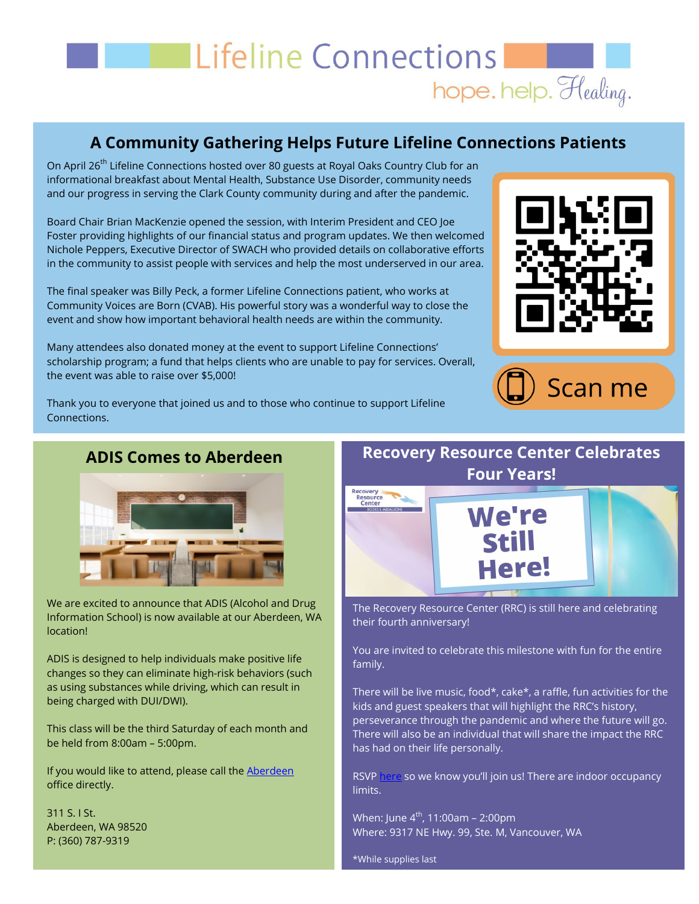# Lifeline Connections

hope. help. Healing.

## A Community Gathering Helps Future Lifeline Connections Patients

On April 26th Lifeline Connections hosted over 80 guests at Royal Oaks Country Club for an informational breakfast about Mental Health, Substance Use Disorder, community needs and our progress in serving the Clark County community during and after the pandemic.

Board Chair Brian MacKenzie opened the session, with Interim President and CEO Joe Foster providing highlights of our financial status and program updates. We then welcomed Nichole Peppers, Executive Director of SWACH who provided details on collaborative efforts in the community to assist people with services and help the most underserved in our area.

The final speaker was Billy Peck, a former Lifeline Connections patient, who works at Community Voices are Born (CVAB). His powerful story was a wonderful way to close the event and show how important behavioral health needs are within the community.

Many attendees also donated money at the event to support Lifeline Connections' scholarship program; a fund that helps clients who are unable to pay for services. Overall, the event was able to raise over $5,000!

Thank you to everyone that joined us and to those who continue to support Lifeline Connections.

Scan me

## ADIS Comes to Aberdeen

We are excited to announce that ADIS (Alcohol and Drug Information School) is now available at our Aberdeen, WA location!

ADIS is designed to help individuals make positive life changes so they can eliminate high-risk behaviors (such as using substances while driving, which can result in being charged with DUI/DWI).

This class will be the third Saturday of each month and be held from 8:00am – 5:00pm.

If you would like to attend, please call the Aberdeen office directly.

311 S. I St.
Aberdeen, WA 98520
P: (360) 787-9319

## Recovery Resource Center Celebrates Four Years!

We're Still Here!

The Recovery Resource Center (RRC) is still here and celebrating their fourth anniversary!

You are invited to celebrate this milestone with fun for the entire family.

There will be live music, food*, cake*, a raffle, fun activities for the kids and guest speakers that will highlight the RRC's history, perseverance through the pandemic and where the future will go. There will also be an individual that will share the impact the RRC has had on their life personally.

RSVP here so we know you'll join us! There are indoor occupancy limits.

When: June 4th, 11:00am – 2:00pm
Where: 9317 NE Hwy. 99, Ste. M, Vancouver, WA

*While supplies last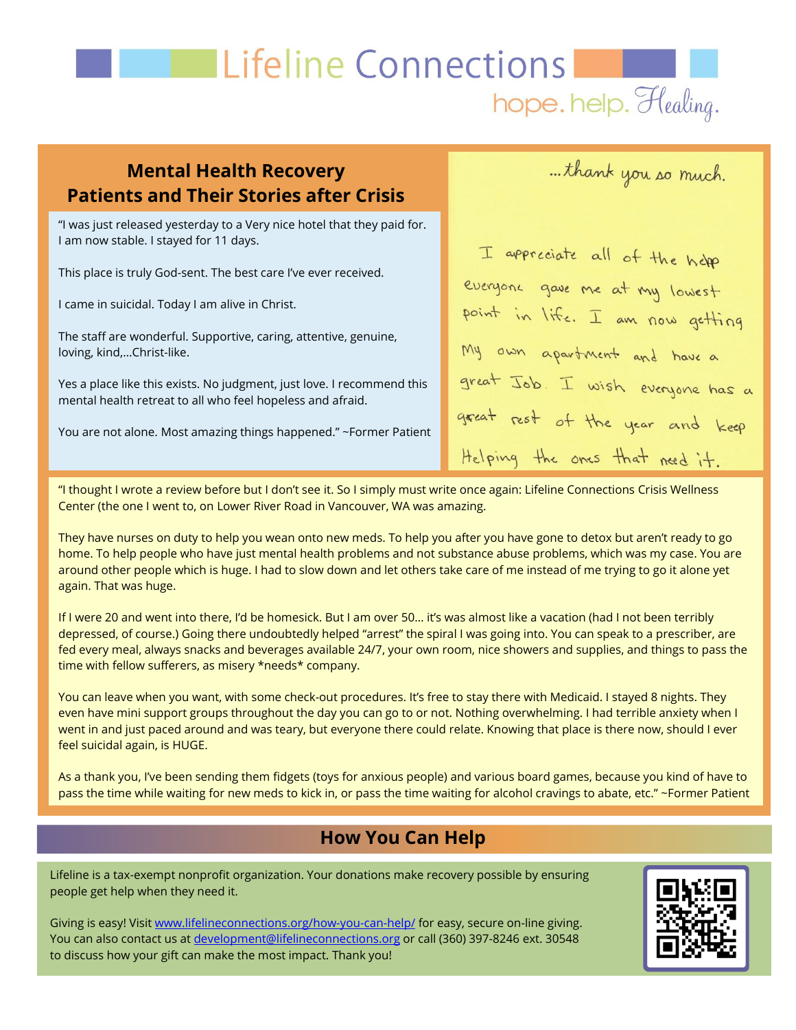# Lifeline Connections

hope. help. Healing.

## Mental Health Recovery
## Patients and Their Stories after Crisis

"I was just released yesterday to a Very nice hotel that they paid for. I am now stable. I stayed for 11 days.

This place is truly God-sent. The best care I've ever received.

I came in suicidal. Today I am alive in Christ.

The staff are wonderful. Supportive, caring, attentive, genuine, loving, kind,...Christ-like.

Yes a place like this exists. No judgment, just love. I recommend this mental health retreat to all who feel hopeless and afraid.

You are not alone. Most amazing things happened." ~Former Patient

...thank you so much.

I appreciate all of the help everyone gave me at my lowest point in life. I am now getting My own apartment and have a great Job. I wish everyone has a great rest of the year and keep Helping the ones that need it.

"I thought I wrote a review before but I don't see it. So I simply must write once again: Lifeline Connections Crisis Wellness Center (the one I went to, on Lower River Road in Vancouver, WA was amazing.

They have nurses on duty to help you wean onto new meds. To help you after you have gone to detox but aren't ready to go home. To help people who have just mental health problems and not substance abuse problems, which was my case. You are around other people which is huge. I had to slow down and let others take care of me instead of me trying to go it alone yet again. That was huge.

If I were 20 and went into there, I'd be homesick. But I am over 50... it's was almost like a vacation (had I not been terribly depressed, of course.) Going there undoubtedly helped "arrest" the spiral I was going into. You can speak to a prescriber, are fed every meal, always snacks and beverages available 24/7, your own room, nice showers and supplies, and things to pass the time with fellow sufferers, as misery *needs* company.

You can leave when you want, with some check-out procedures. It's free to stay there with Medicaid. I stayed 8 nights. They even have mini support groups throughout the day you can go to or not. Nothing overwhelming. I had terrible anxiety when I went in and just paced around and was teary, but everyone there could relate. Knowing that place is there now, should I ever feel suicidal again, is HUGE.

As a thank you, I've been sending them fidgets (toys for anxious people) and various board games, because you kind of have to pass the time while waiting for new meds to kick in, or pass the time waiting for alcohol cravings to abate, etc." ~Former Patient

## How You Can Help

Lifeline is a tax-exempt nonprofit organization. Your donations make recovery possible by ensuring people get help when they need it.

Giving is easy! Visit www.lifelineconnections.org/how-you-can-help/ for easy, secure on-line giving. You can also contact us at development@lifelineconnections.org or call (360) 397-8246 ext. 30548 to discuss how your gift can make the most impact. Thank you!